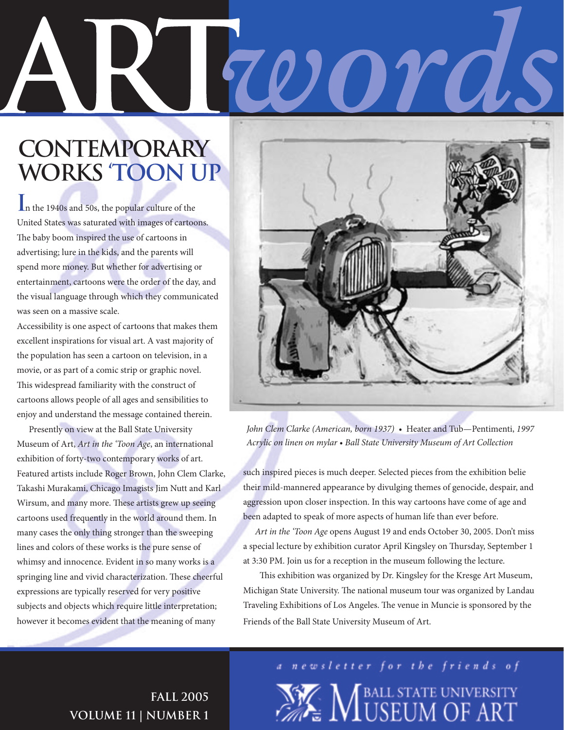# ARTwords

## CONTEMPORARY WORKS 'TOON UP

In the 1940s and 50s, the popular culture of the United States was saturated with images of cartoons. The baby boom inspired the use of cartoons in advertising; lure in the kids, and the parents will spend more money. But whether for advertising or entertainment, cartoons were the order of the day, and the visual language through which they communicated was seen on a massive scale.

Accessibility is one aspect of cartoons that makes them excellent inspirations for visual art. A vast majority of the population has seen a cartoon on television, in a movie, or as part of a comic strip or graphic novel. This widespread familiarity with the construct of cartoons allows people of all ages and sensibilities to enjoy and understand the message contained therein.

Presently on view at the Ball State University Museum of Art, *Art in the 'Toon Age*, an international exhibition of forty-two contemporary works of art. Featured artists include Roger Brown, John Clem Clarke, Takashi Murakami, Chicago Imagists Jim Nutt and Karl Wirsum, and many more. These artists grew up seeing cartoons used frequently in the world around them. In many cases the only thing stronger than the sweeping lines and colors of these works is the pure sense of whimsy and innocence. Evident in so many works is a springing line and vivid characterization. These cheerful expressions are typically reserved for very positive subjects and objects which require little interpretation; however it becomes evident that the meaning of many such inspired pieces is much deeper. Selected pieces from the exhibition belie their mild-mannered appearance by divulging themes of genocide, despair, and aggression upon closer inspection. In this way cartoons have come of age and been adapted to speak of more aspects of human life than ever before.

*John Clem Clarke (American, born 1937)* • Heater and Tub—Pentimenti, *1997*
*Acrylic on linen on mylar • Ball State University Museum of Art Collection*

*Art in the 'Toon Age* opens August 19 and ends October 30, 2005. Don't miss a special lecture by exhibition curator April Kingsley on Thursday, September 1 at 3:30 PM. Join us for a reception in the museum following the lecture.

This exhibition was organized by Dr. Kingsley for the Kresge Art Museum, Michigan State University. The national museum tour was organized by Landau Traveling Exhibitions of Los Angeles. The venue in Muncie is sponsored by the Friends of the Ball State University Museum of Art.

**FALL 2005**
**VOLUME 11 | NUMBER 1**

*a newsletter for the friends of*
BALL STATE UNIVERSITY MUSEUM OF ART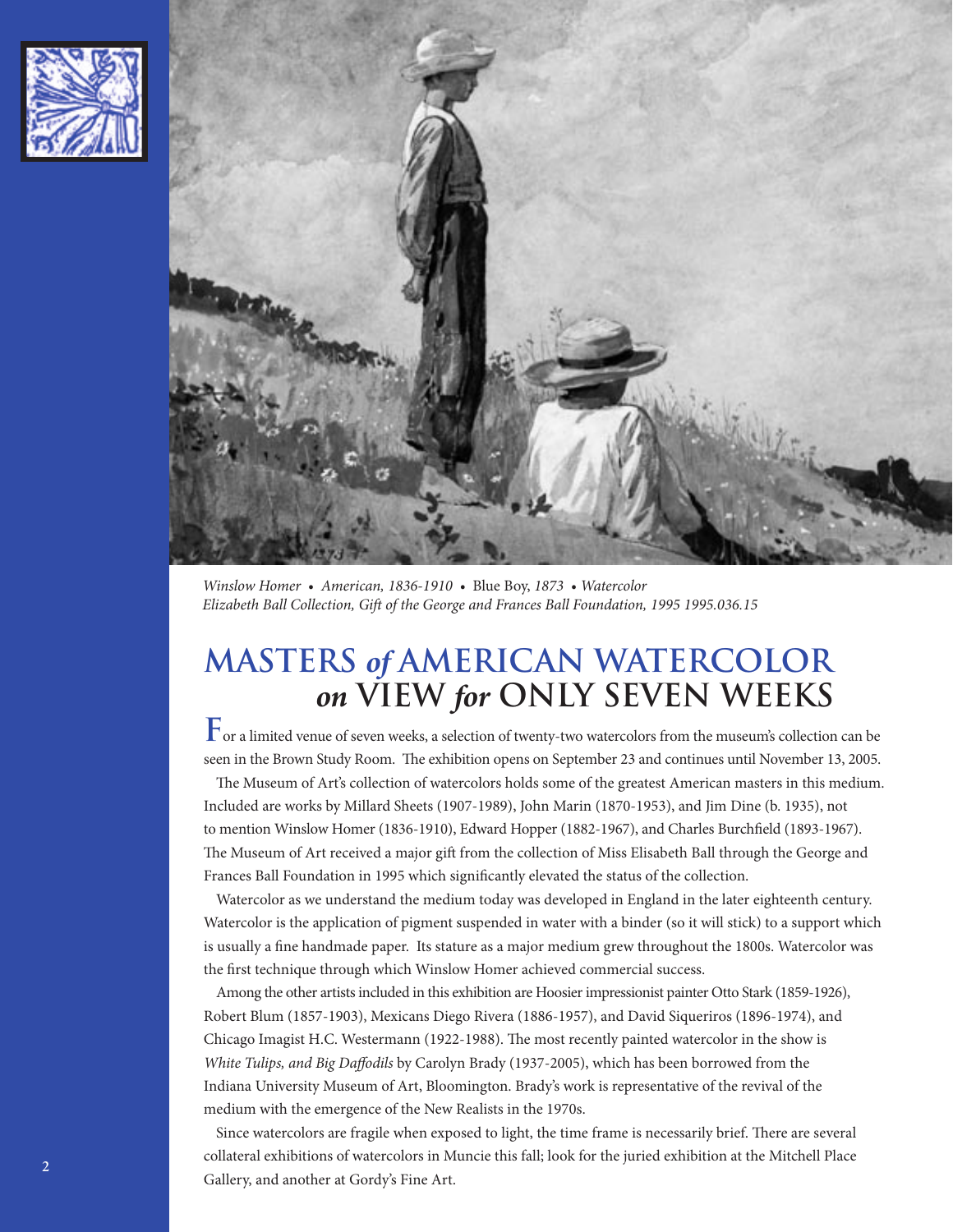*Winslow Homer • American, 1836-1910 •* Blue Boy, *1873 • Watercolor*
*Elizabeth Ball Collection, Gift of the George and Frances Ball Foundation, 1995 1995.036.15*

# MASTERS *of* AMERICAN WATERCOLOR *on* VIEW *for* ONLY SEVEN WEEKS

For a limited venue of seven weeks, a selection of twenty-two watercolors from the museum's collection can be seen in the Brown Study Room. The exhibition opens on September 23 and continues until November 13, 2005.

The Museum of Art's collection of watercolors holds some of the greatest American masters in this medium. Included are works by Millard Sheets (1907-1989), John Marin (1870-1953), and Jim Dine (b. 1935), not to mention Winslow Homer (1836-1910), Edward Hopper (1882-1967), and Charles Burchfield (1893-1967). The Museum of Art received a major gift from the collection of Miss Elisabeth Ball through the George and Frances Ball Foundation in 1995 which significantly elevated the status of the collection.

Watercolor as we understand the medium today was developed in England in the later eighteenth century. Watercolor is the application of pigment suspended in water with a binder (so it will stick) to a support which is usually a fine handmade paper. Its stature as a major medium grew throughout the 1800s. Watercolor was the first technique through which Winslow Homer achieved commercial success.

Among the other artists included in this exhibition are Hoosier impressionist painter Otto Stark (1859-1926), Robert Blum (1857-1903), Mexicans Diego Rivera (1886-1957), and David Siqueriros (1896-1974), and Chicago Imagist H.C. Westermann (1922-1988). The most recently painted watercolor in the show is *White Tulips, and Big Daffodils* by Carolyn Brady (1937-2005), which has been borrowed from the Indiana University Museum of Art, Bloomington. Brady's work is representative of the revival of the medium with the emergence of the New Realists in the 1970s.

Since watercolors are fragile when exposed to light, the time frame is necessarily brief. There are several collateral exhibitions of watercolors in Muncie this fall; look for the juried exhibition at the Mitchell Place Gallery, and another at Gordy's Fine Art.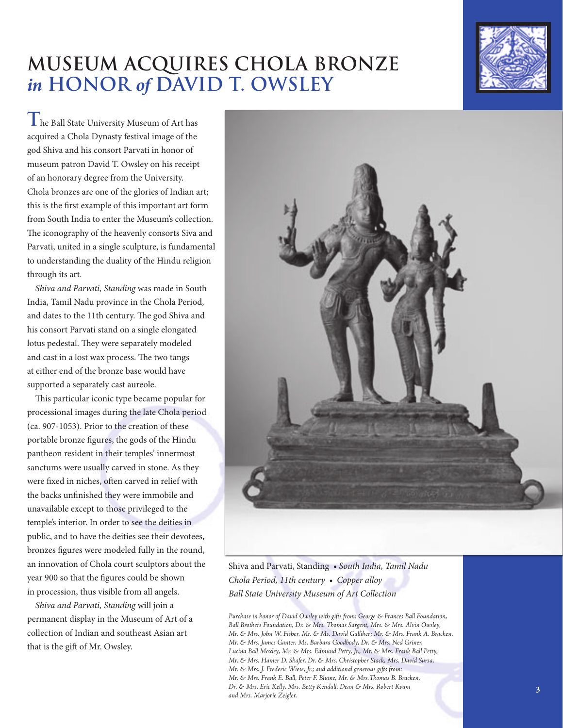# MUSEUM ACQUIRES CHOLA BRONZE *in* HONOR *of* DAVID T. OWSLEY

The Ball State University Museum of Art has acquired a Chola Dynasty festival image of the god Shiva and his consort Parvati in honor of museum patron David T. Owsley on his receipt of an honorary degree from the University. Chola bronzes are one of the glories of Indian art; this is the first example of this important art form from South India to enter the Museum's collection. The iconography of the heavenly consorts Siva and Parvati, united in a single sculpture, is fundamental to understanding the duality of the Hindu religion through its art.

*Shiva and Parvati, Standing* was made in South India, Tamil Nadu province in the Chola Period, and dates to the 11th century. The god Shiva and his consort Parvati stand on a single elongated lotus pedestal. They were separately modeled and cast in a lost wax process. The two tangs at either end of the bronze base would have supported a separately cast aureole.

This particular iconic type became popular for processional images during the late Chola period (ca. 907-1053). Prior to the creation of these portable bronze figures, the gods of the Hindu pantheon resident in their temples' innermost sanctums were usually carved in stone. As they were fixed in niches, often carved in relief with the backs unfinished they were immobile and unavailable except to those privileged to the temple's interior. In order to see the deities in public, and to have the deities see their devotees, bronzes figures were modeled fully in the round, an innovation of Chola court sculptors about the year 900 so that the figures could be shown in procession, thus visible from all angels.

*Shiva and Parvati, Standing* will join a permanent display in the Museum of Art of a collection of Indian and southeast Asian art that is the gift of Mr. Owsley.

Shiva and Parvati, Standing • *South India, Tamil Nadu*
*Chola Period, 11th century* • *Copper alloy*
*Ball State University Museum of Art Collection*

*Purchase in honor of David Owsley with gifts from: George & Frances Ball Foundation, Ball Brothers Foundation, Dr. & Mrs. Thomas Sargent, Mrs. & Mrs. Alvin Owsley, Mr. & Mrs. John W. Fisher, Mr. & Ms. David Galliher; Mr. & Mrs. Frank A. Bracken, Mr. & Mrs. James Ganter, Ms. Barbara Goodbody, Dr. & Mrs. Ned Griner, Lucina Ball Moxley, Mr. & Mrs. Edmund Petty, Jr., Mr. & Mrs. Frank Ball Petty, Mr. & Mrs. Hamer D. Shafer, Dr. & Mrs. Christopher Stack, Mrs. David Sursa, Mr. & Mrs. J. Frederic Wiese, Jr.; and additional generous gifts from: Mr. & Mrs. Frank E. Ball, Peter F. Blume, Mr. & Mrs. Thomas B. Bracken, Dr. & Mrs. Eric Kelly, Mrs. Betty Kendall, Dean & Mrs. Robert Kvam and Mrs. Marjorie Zeigler.*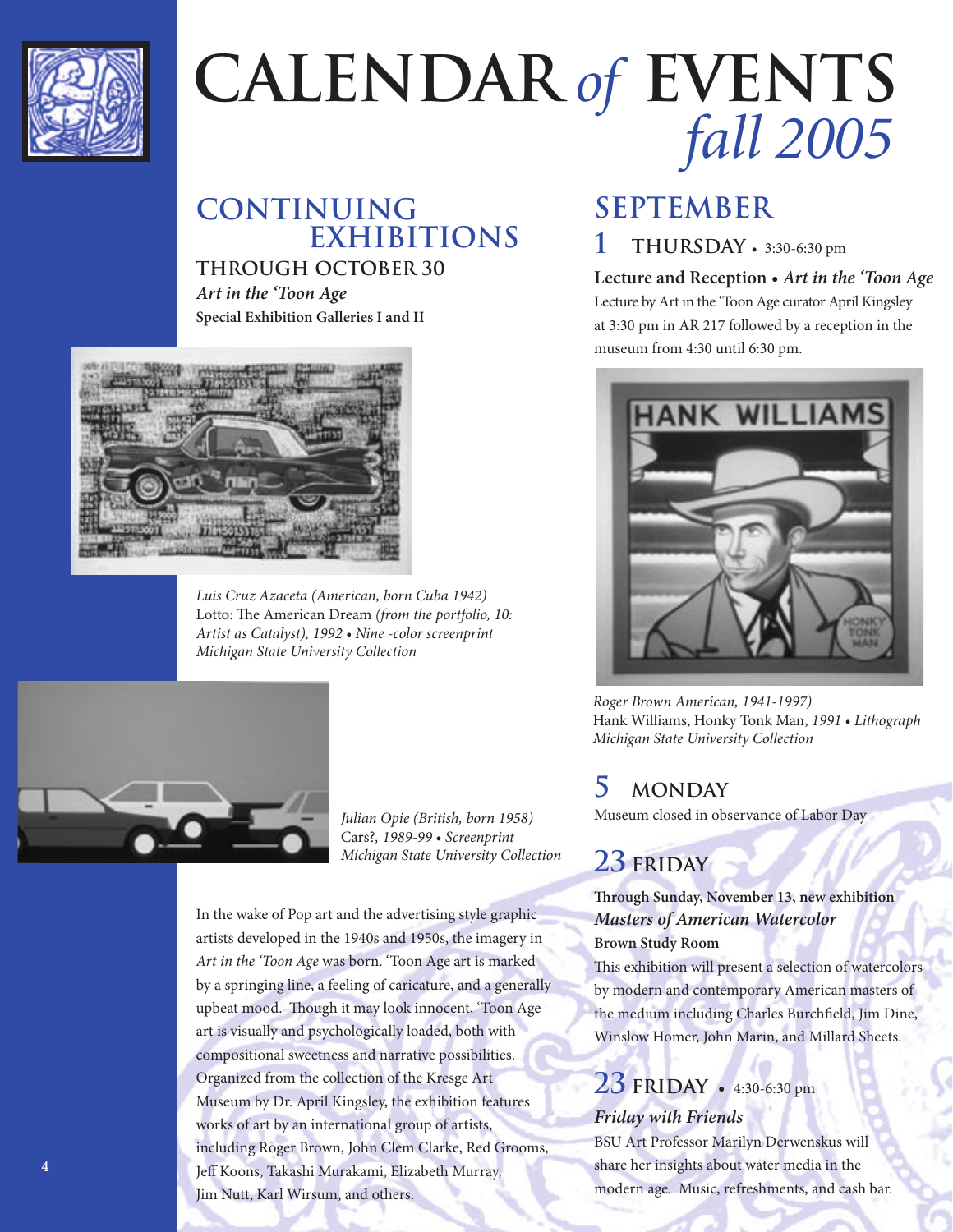# CALENDAR *of* EVENTS *fall 2005*

## CONTINUING EXHIBITIONS

### THROUGH OCTOBER 30

***Art in the 'Toon Age***

**Special Exhibition Galleries I and II**

*Luis Cruz Azaceta (American, born Cuba 1942)*
Lotto: The American Dream *(from the portfolio, 10: Artist as Catalyst), 1992 • Nine -color screenprint*
*Michigan State University Collection*

*Julian Opie (British, born 1958)*
Cars?*, 1989-99 • Screenprint*
*Michigan State University Collection*

In the wake of Pop art and the advertising style graphic artists developed in the 1940s and 1950s, the imagery in *Art in the 'Toon Age* was born. 'Toon Age art is marked by a springing line, a feeling of caricature, and a generally upbeat mood. Though it may look innocent, 'Toon Age art is visually and psychologically loaded, both with compositional sweetness and narrative possibilities. Organized from the collection of the Kresge Art Museum by Dr. April Kingsley, the exhibition features works of art by an international group of artists, including Roger Brown, John Clem Clarke, Red Grooms, Jeff Koons, Takashi Murakami, Elizabeth Murray, Jim Nutt, Karl Wirsum, and others.

## SEPTEMBER

### 1 THURSDAY • 3:30-6:30 pm

**Lecture and Reception • *Art in the 'Toon Age***

Lecture by Art in the 'Toon Age curator April Kingsley at 3:30 pm in AR 217 followed by a reception in the museum from 4:30 until 6:30 pm.

*Roger Brown American, 1941-1997)*
Hank Williams, Honky Tonk Man, *1991 • Lithograph*
*Michigan State University Collection*

### 5 MONDAY

Museum closed in observance of Labor Day

### 23 FRIDAY

**Through Sunday, November 13, new exhibition**

***Masters of American Watercolor***

**Brown Study Room**

This exhibition will present a selection of watercolors by modern and contemporary American masters of the medium including Charles Burchfield, Jim Dine, Winslow Homer, John Marin, and Millard Sheets.

### 23 FRIDAY • 4:30-6:30 pm

***Friday with Friends***

BSU Art Professor Marilyn Derwenskus will share her insights about water media in the modern age. Music, refreshments, and cash bar.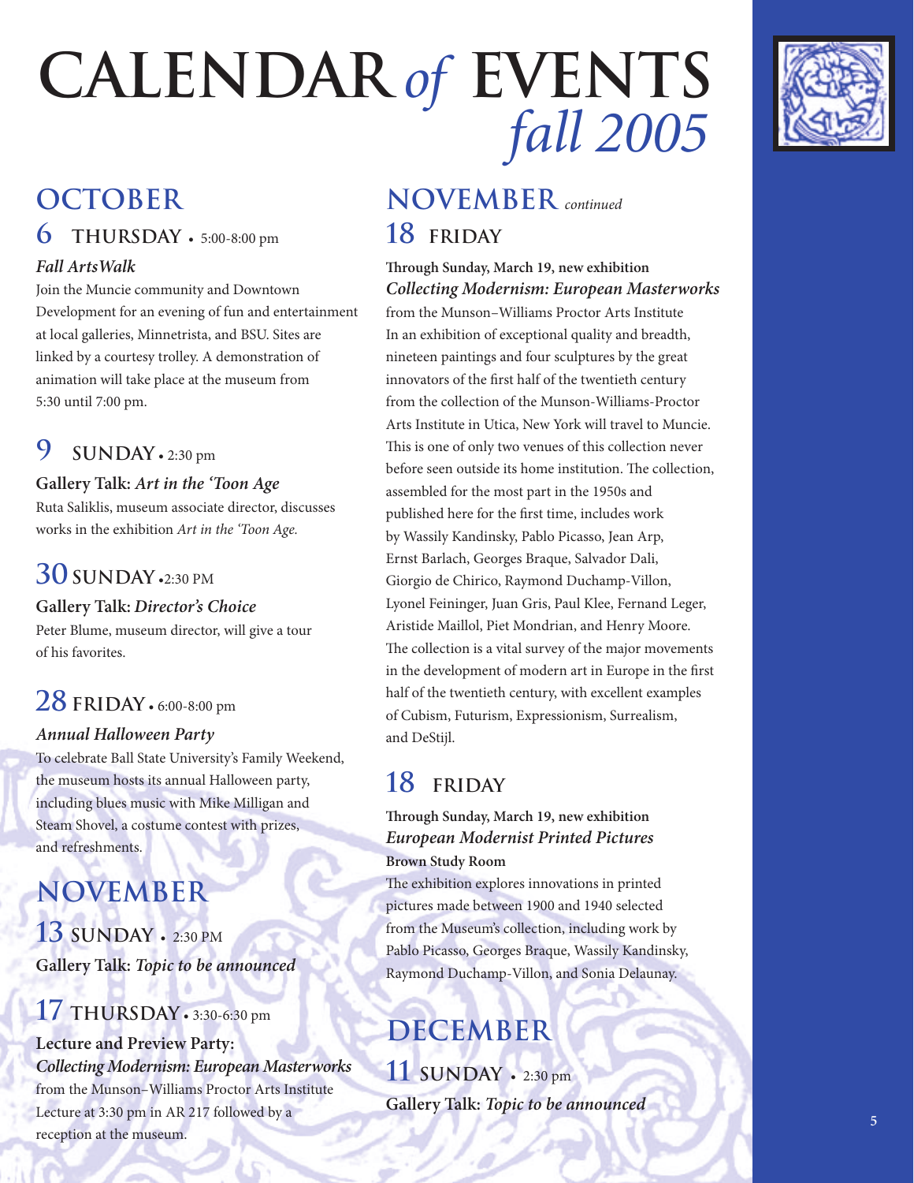# CALENDAR *of* EVENTS *fall 2005*

## OCTOBER

### 6 THURSDAY • 5:00-8:00 pm

***Fall ArtsWalk***

Join the Muncie community and Downtown Development for an evening of fun and entertainment at local galleries, Minnetrista, and BSU. Sites are linked by a courtesy trolley. A demonstration of animation will take place at the museum from 5:30 until 7:00 pm.

### 9 SUNDAY • 2:30 pm

**Gallery Talk: *Art in the 'Toon Age***

Ruta Saliklis, museum associate director, discusses works in the exhibition *Art in the 'Toon Age.*

### 30 SUNDAY • 2:30 PM

**Gallery Talk: *Director's Choice***

Peter Blume, museum director, will give a tour of his favorites.

### 28 FRIDAY • 6:00-8:00 pm

***Annual Halloween Party***

To celebrate Ball State University's Family Weekend, the museum hosts its annual Halloween party, including blues music with Mike Milligan and Steam Shovel, a costume contest with prizes, and refreshments.

## NOVEMBER

### 13 SUNDAY • 2:30 PM

**Gallery Talk: *Topic to be announced***

### 17 THURSDAY • 3:30-6:30 pm

**Lecture and Preview Party:**
***Collecting Modernism: European Masterworks***
from the Munson–Williams Proctor Arts Institute
Lecture at 3:30 pm in AR 217 followed by a reception at the museum.

## NOVEMBER *continued*

### 18 FRIDAY

**Through Sunday, March 19, new exhibition**
***Collecting Modernism: European Masterworks***
from the Munson–Williams Proctor Arts Institute

In an exhibition of exceptional quality and breadth, nineteen paintings and four sculptures by the great innovators of the first half of the twentieth century from the collection of the Munson-Williams-Proctor Arts Institute in Utica, New York will travel to Muncie. This is one of only two venues of this collection never before seen outside its home institution. The collection, assembled for the most part in the 1950s and published here for the first time, includes work by Wassily Kandinsky, Pablo Picasso, Jean Arp, Ernst Barlach, Georges Braque, Salvador Dali, Giorgio de Chirico, Raymond Duchamp-Villon, Lyonel Feininger, Juan Gris, Paul Klee, Fernand Leger, Aristide Maillol, Piet Mondrian, and Henry Moore. The collection is a vital survey of the major movements in the development of modern art in Europe in the first half of the twentieth century, with excellent examples of Cubism, Futurism, Expressionism, Surrealism, and DeStijl.

### 18 FRIDAY

**Through Sunday, March 19, new exhibition**
***European Modernist Printed Pictures***
**Brown Study Room**

The exhibition explores innovations in printed pictures made between 1900 and 1940 selected from the Museum's collection, including work by Pablo Picasso, Georges Braque, Wassily Kandinsky, Raymond Duchamp-Villon, and Sonia Delaunay.

## DECEMBER

### 11 SUNDAY • 2:30 pm

**Gallery Talk: *Topic to be announced***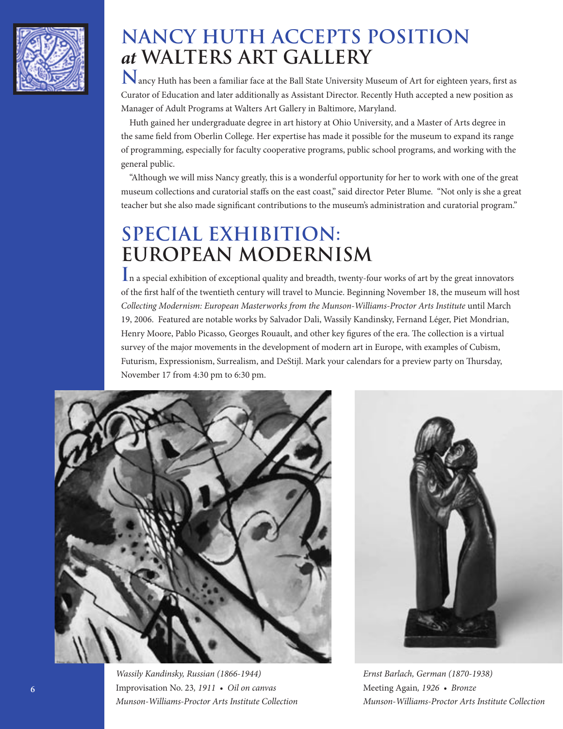# NANCY HUTH ACCEPTS POSITION *at* WALTERS ART GALLERY

Nancy Huth has been a familiar face at the Ball State University Museum of Art for eighteen years, first as Curator of Education and later additionally as Assistant Director. Recently Huth accepted a new position as Manager of Adult Programs at Walters Art Gallery in Baltimore, Maryland.

Huth gained her undergraduate degree in art history at Ohio University, and a Master of Arts degree in the same field from Oberlin College. Her expertise has made it possible for the museum to expand its range of programming, especially for faculty cooperative programs, public school programs, and working with the general public.

"Although we will miss Nancy greatly, this is a wonderful opportunity for her to work with one of the great museum collections and curatorial staffs on the east coast," said director Peter Blume. "Not only is she a great teacher but she also made significant contributions to the museum's administration and curatorial program."

# SPECIAL EXHIBITION: EUROPEAN MODERNISM

In a special exhibition of exceptional quality and breadth, twenty-four works of art by the great innovators of the first half of the twentieth century will travel to Muncie. Beginning November 18, the museum will host *Collecting Modernism: European Masterworks from the Munson-Williams-Proctor Arts Institute* until March 19, 2006. Featured are notable works by Salvador Dali, Wassily Kandinsky, Fernand Léger, Piet Mondrian, Henry Moore, Pablo Picasso, Georges Rouault, and other key figures of the era. The collection is a virtual survey of the major movements in the development of modern art in Europe, with examples of Cubism, Futurism, Expressionism, Surrealism, and DeStijl. Mark your calendars for a preview party on Thursday, November 17 from 4:30 pm to 6:30 pm.

*Wassily Kandinsky, Russian (1866-1944)*
Improvisation No. 23*, 1911 • Oil on canvas*
*Munson-Williams-Proctor Arts Institute Collection*

*Ernst Barlach, German (1870-1938)*
Meeting Again*, 1926 • Bronze*
*Munson-Williams-Proctor Arts Institute Collection*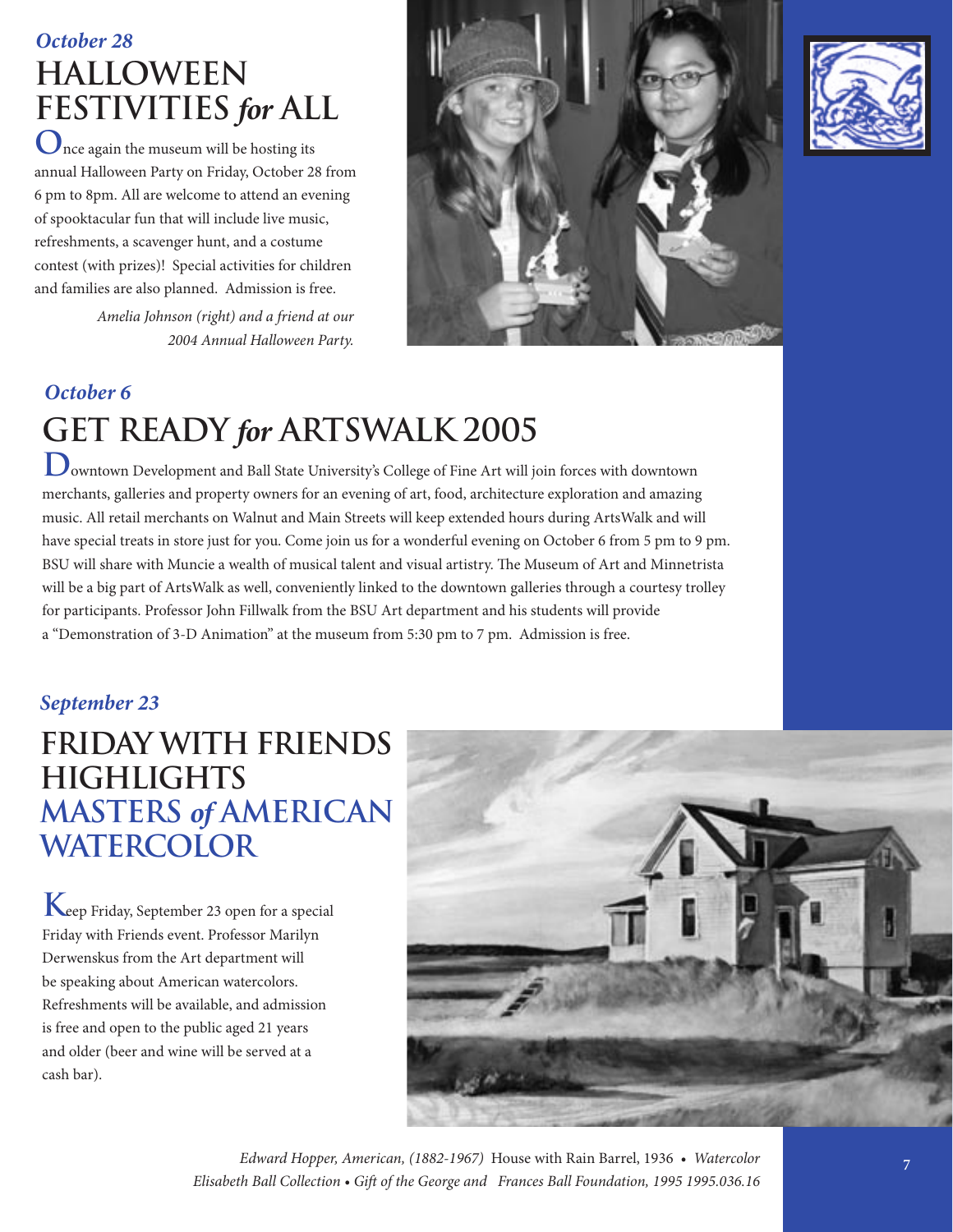*October 28*

# HALLOWEEN FESTIVITIES *for* ALL

Once again the museum will be hosting its annual Halloween Party on Friday, October 28 from 6 pm to 8pm. All are welcome to attend an evening of spooktacular fun that will include live music, refreshments, a scavenger hunt, and a costume contest (with prizes)! Special activities for children and families are also planned. Admission is free.

*Amelia Johnson (right) and a friend at our 2004 Annual Halloween Party.*

*October 6*

# GET READY *for* ARTSWALK 2005

Downtown Development and Ball State University's College of Fine Art will join forces with downtown merchants, galleries and property owners for an evening of art, food, architecture exploration and amazing music. All retail merchants on Walnut and Main Streets will keep extended hours during ArtsWalk and will have special treats in store just for you. Come join us for a wonderful evening on October 6 from 5 pm to 9 pm. BSU will share with Muncie a wealth of musical talent and visual artistry. The Museum of Art and Minnetrista will be a big part of ArtsWalk as well, conveniently linked to the downtown galleries through a courtesy trolley for participants. Professor John Fillwalk from the BSU Art department and his students will provide a "Demonstration of 3-D Animation" at the museum from 5:30 pm to 7 pm. Admission is free.

*September 23*

# FRIDAY WITH FRIENDS HIGHLIGHTS MASTERS *of* AMERICAN WATERCOLOR

Keep Friday, September 23 open for a special Friday with Friends event. Professor Marilyn Derwenskus from the Art department will be speaking about American watercolors. Refreshments will be available, and admission is free and open to the public aged 21 years and older (beer and wine will be served at a cash bar).

*Edward Hopper, American, (1882-1967)* House with Rain Barrel, 1936 • *Watercolor*
*Elisabeth Ball Collection • Gift of the George and Frances Ball Foundation, 1995 1995.036.16*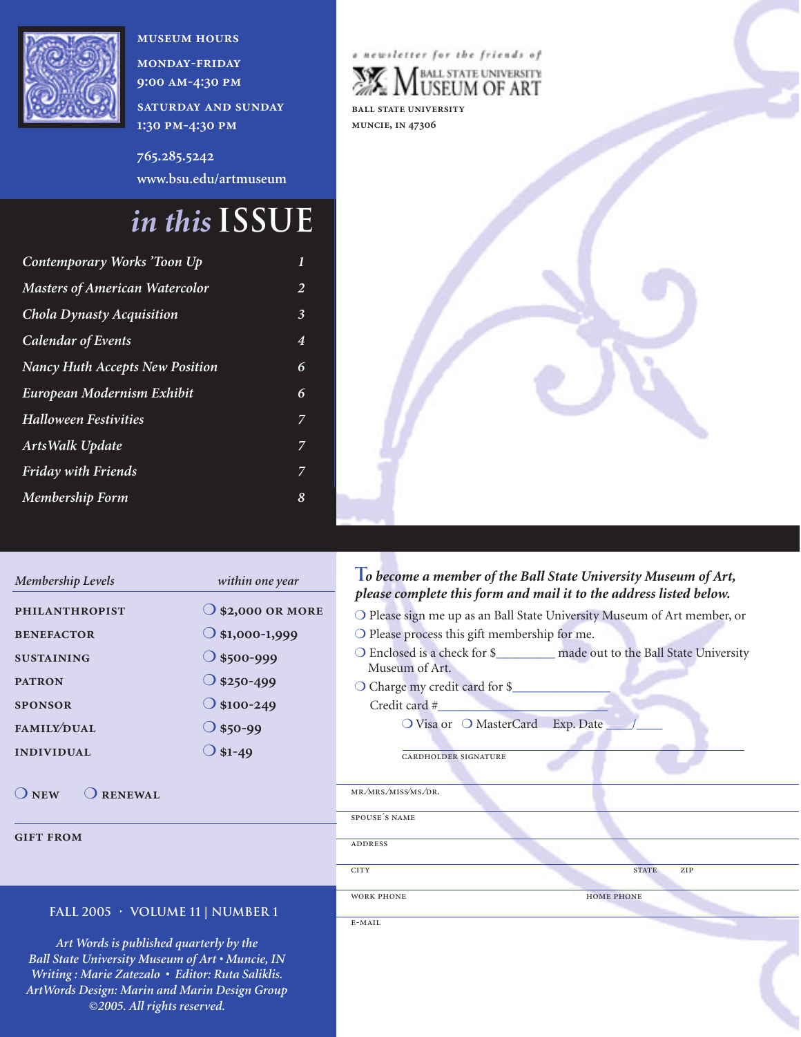MUSEUM HOURS

MONDAY-FRIDAY
9:00 AM-4:30 PM

SATURDAY AND SUNDAY
1:30 PM-4:30 PM

765.285.5242
www.bsu.edu/artmuseum

## *in this* ISSUE

| | |
|---|---|
| *Contemporary Works 'Toon Up* | *1* |
| *Masters of American Watercolor* | *2* |
| *Chola Dynasty Acquisition* | *3* |
| *Calendar of Events* | *4* |
| *Nancy Huth Accepts New Position* | *6* |
| *European Modernism Exhibit* | *6* |
| *Halloween Festivities* | *7* |
| *ArtsWalk Update* | *7* |
| *Friday with Friends* | *7* |
| *Membership Form* | *8* |

*a newsletter for the friends of*
BALL STATE UNIVERSITY MUSEUM OF ART

BALL STATE UNIVERSITY
MUNCIE, IN 47306

| *Membership Levels* | *within one year* |
|---|---|
| PHILANTHROPIST | ❍ $2,000 OR MORE |
| BENEFACTOR | ❍ $1,000-1,999 |
| SUSTAINING | ❍ $500-999 |
| PATRON | ❍ $250-499 |
| SPONSOR | ❍ $100-249 |
| FAMILY/DUAL | ❍ $50-99 |
| INDIVIDUAL | ❍ $1-49 |

❍ NEW ❍ RENEWAL

GIFT FROM

***To become a member of the Ball State University Museum of Art, please complete this form and mail it to the address listed below.***

❍ Please sign me up as an Ball State University Museum of Art member, or

❍ Please process this gift membership for me.

❍ Enclosed is a check for $_________ made out to the Ball State University Museum of Art.

❍ Charge my credit card for $_______________

Credit card #___________________________

❍ Visa or ❍ MasterCard Exp. Date ____/____

CARDHOLDER SIGNATURE

MR./MRS./MISS/MS./DR.

SPOUSE'S NAME

ADDRESS

CITY STATE ZIP

WORK PHONE HOME PHONE

E-MAIL

FALL 2005 · VOLUME 11 | NUMBER 1

*Art Words is published quarterly by the Ball State University Museum of Art • Muncie, IN*
*Writing : Marie Zatezalo • Editor: Ruta Saliklis.*
*ArtWords Design: Marin and Marin Design Group*
*©2005. All rights reserved.*